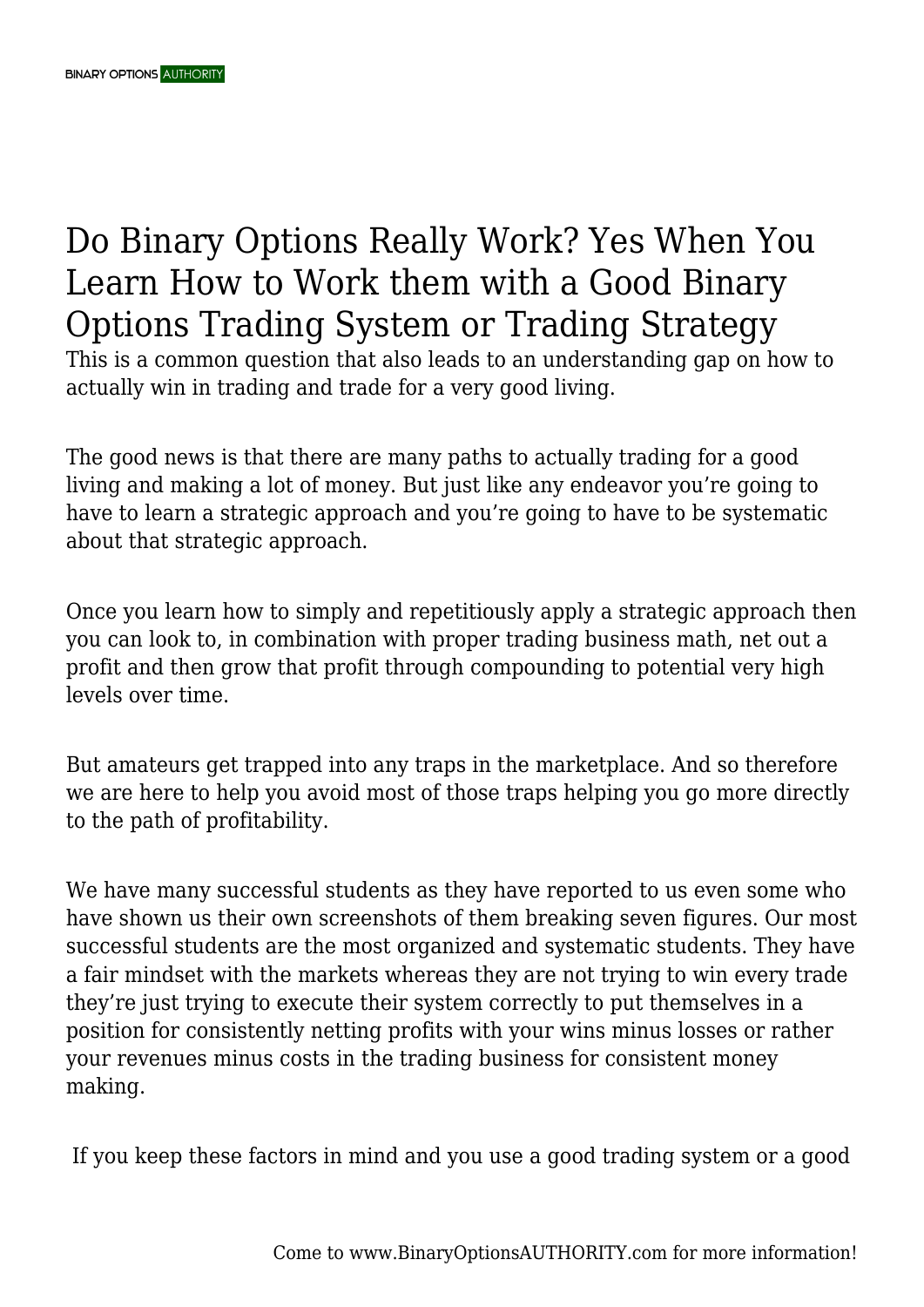# Do Binary Options Really Work? Yes When You Learn How to Work them with a Good Binary Options Trading System or Trading Strategy

This is a common question that also leads to an understanding gap on how to actually win in trading and trade for a very good living.

The good news is that there are many paths to actually trading for a good living and making a lot of money. But just like any endeavor you're going to have to learn a strategic approach and you're going to have to be systematic about that strategic approach.

Once you learn how to simply and repetitiously apply a strategic approach then you can look to, in combination with proper trading business math, net out a profit and then grow that profit through compounding to potential very high levels over time.

But amateurs get trapped into any traps in the marketplace. And so therefore we are here to help you avoid most of those traps helping you go more directly to the path of profitability.

We have many successful students as they have reported to us even some who have shown us their own screenshots of them breaking seven figures. Our most successful students are the most organized and systematic students. They have a fair mindset with the markets whereas they are not trying to win every trade they're just trying to execute their system correctly to put themselves in a position for consistently netting profits with your wins minus losses or rather your revenues minus costs in the trading business for consistent money making.

If you keep these factors in mind and you use a good trading system or a good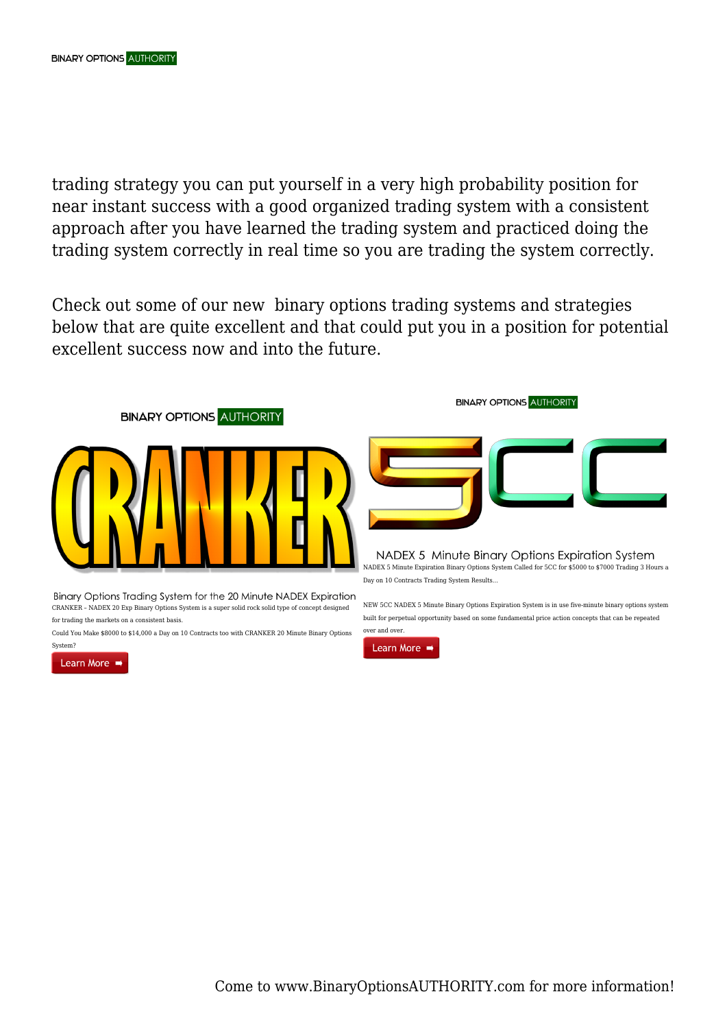trading strategy you can put yourself in a very high probability position for near instant success with a good organized trading system with a consistent approach after you have learned the trading system and practiced doing the trading system correctly in real time so you are trading the system correctly.

Check out some of our new binary options trading systems and strategies below that are quite excellent and that could put you in a position for potential excellent success now and into the future.

### Binary Options Trading System for the 20 Minute NADEX Expiration

CRANKER – NADEX 20 Exp Binary Options System is a super solid rock solid type of concept designed for trading the markets on a consistent basis.

Could You Make $8000 to $14,000 a Day on 10 Contracts too with CRANKER 20 Minute Binary Options System?

Learn More

### NADEX 5 Minute Binary Options Expiration System

NADEX 5 Minute Expiration Binary Options System Called for 5CC for $5000 to $7000 Trading 3 Hours a Day on 10 Contracts Trading System Results...

NEW 5CC NADEX 5 Minute Binary Options Expiration System is in use five-minute binary options system built for perpetual opportunity based on some fundamental price action concepts that can be repeated over and over.

Learn More

Come to www.BinaryOptionsAUTHORITY.com for more information!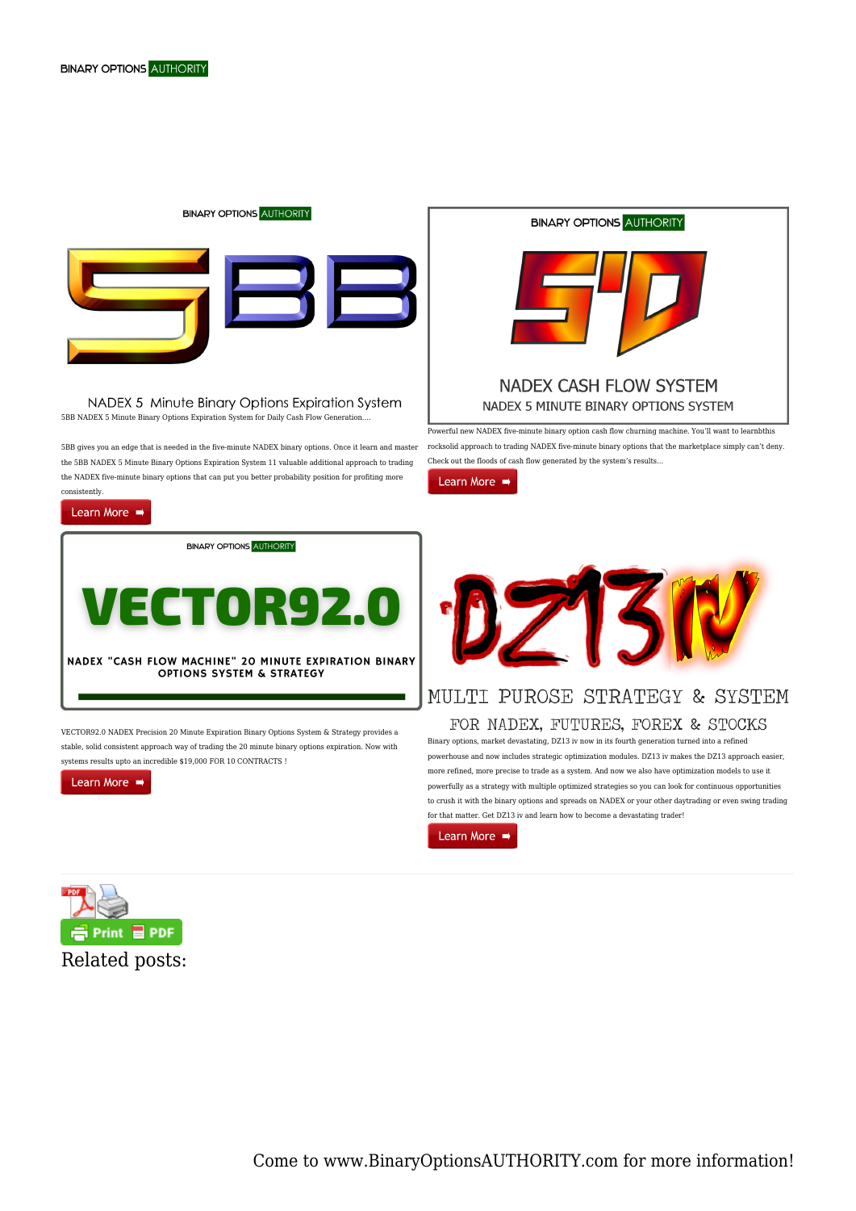NADEX 5 Minute Binary Options Expiration System

5BB NADEX 5 Minute Binary Options Expiration System for Daily Cash Flow Generation....

5BB gives you an edge that is needed in the five-minute NADEX binary options. Once it learn and master the 5BB NADEX 5 Minute Binary Options Expiration System 11 valuable additional approach to trading the NADEX five-minute binary options that can put you better probability position for profiting more consistently.

Learn More ➡

NADEX CASH FLOW SYSTEM

NADEX 5 MINUTE BINARY OPTIONS SYSTEM

Powerful new NADEX five-minute binary option cash flow churning machine. You'll want to learnbthis rocksolid approach to trading NADEX five-minute binary options that the marketplace simply can't deny. Check out the floods of cash flow generated by the system's results...

Learn More ➡

VECTOR92.0

NADEX "CASH FLOW MACHINE" 20 MINUTE EXPIRATION BINARY OPTIONS SYSTEM & STRATEGY

VECTOR92.0 NADEX Precision 20 Minute Expiration Binary Options System & Strategy provides a stable, solid consistent approach way of trading the 20 minute binary options expiration. Now with systems results upto an incredible $19,000 FOR 10 CONTRACTS !

Learn More ➡

MULTI PUROSE STRATEGY & SYSTEM

FOR NADEX, FUTURES, FOREX & STOCKS

Binary options, market devastating, DZ13 iv now in its fourth generation turned into a refined powerhouse and now includes strategic optimization modules. DZ13 iv makes the DZ13 approach easier, more refined, more precise to trade as a system. And now we also have optimization models to use it powerfully as a strategy with multiple optimized strategies so you can look for continuous opportunities to crush it with the binary options and spreads on NADEX or your other daytrading or even swing trading for that matter. Get DZ13 iv and learn how to become a devastating trader!

Learn More ➡

Print PDF

Related posts:

Come to www.BinaryOptionsAUTHORITY.com for more information!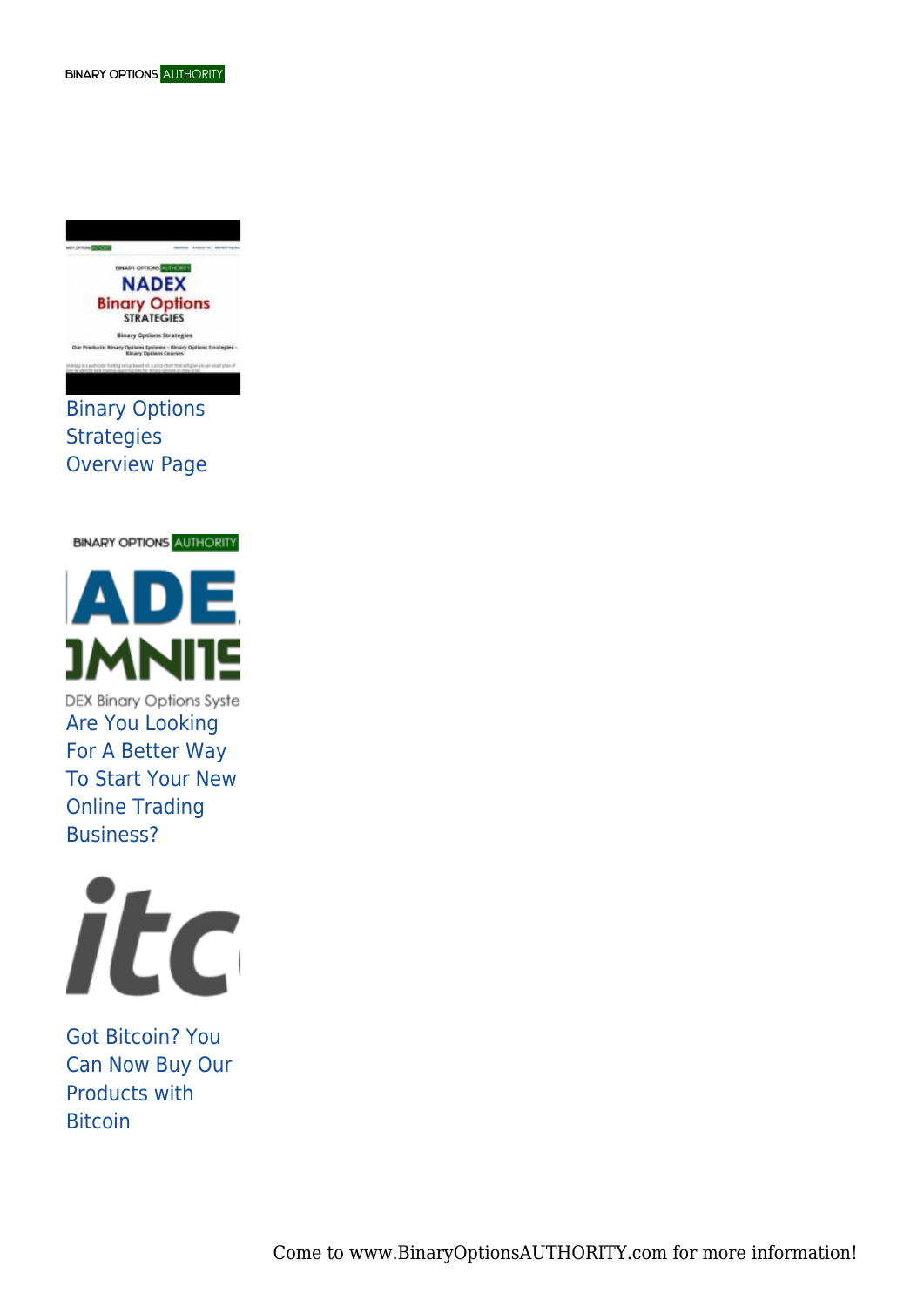Binary Options Strategies Overview Page

Are You Looking For A Better Way To Start Your New Online Trading Business?

Got Bitcoin? You Can Now Buy Our Products with Bitcoin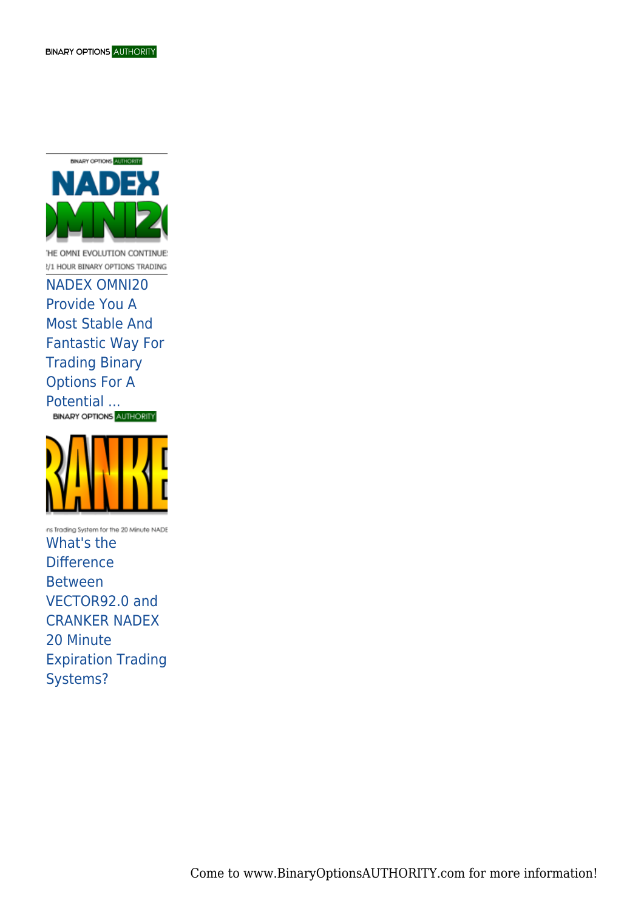NADEX OMNI20 Provide You A Most Stable And Fantastic Way For Trading Binary Options For A Potential ...

What's the Difference Between VECTOR92.0 and CRANKER NADEX 20 Minute Expiration Trading Systems?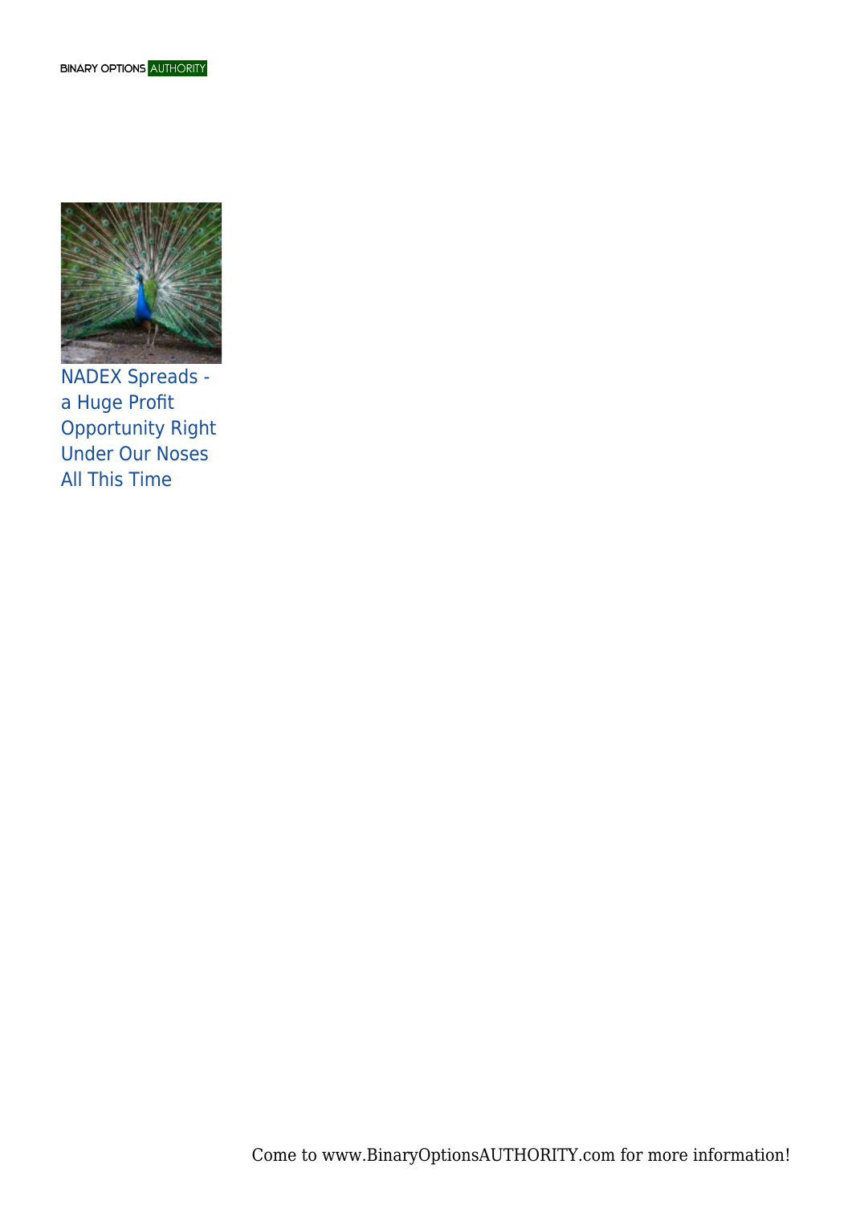NADEX Spreads - a Huge Profit Opportunity Right Under Our Noses All This Time